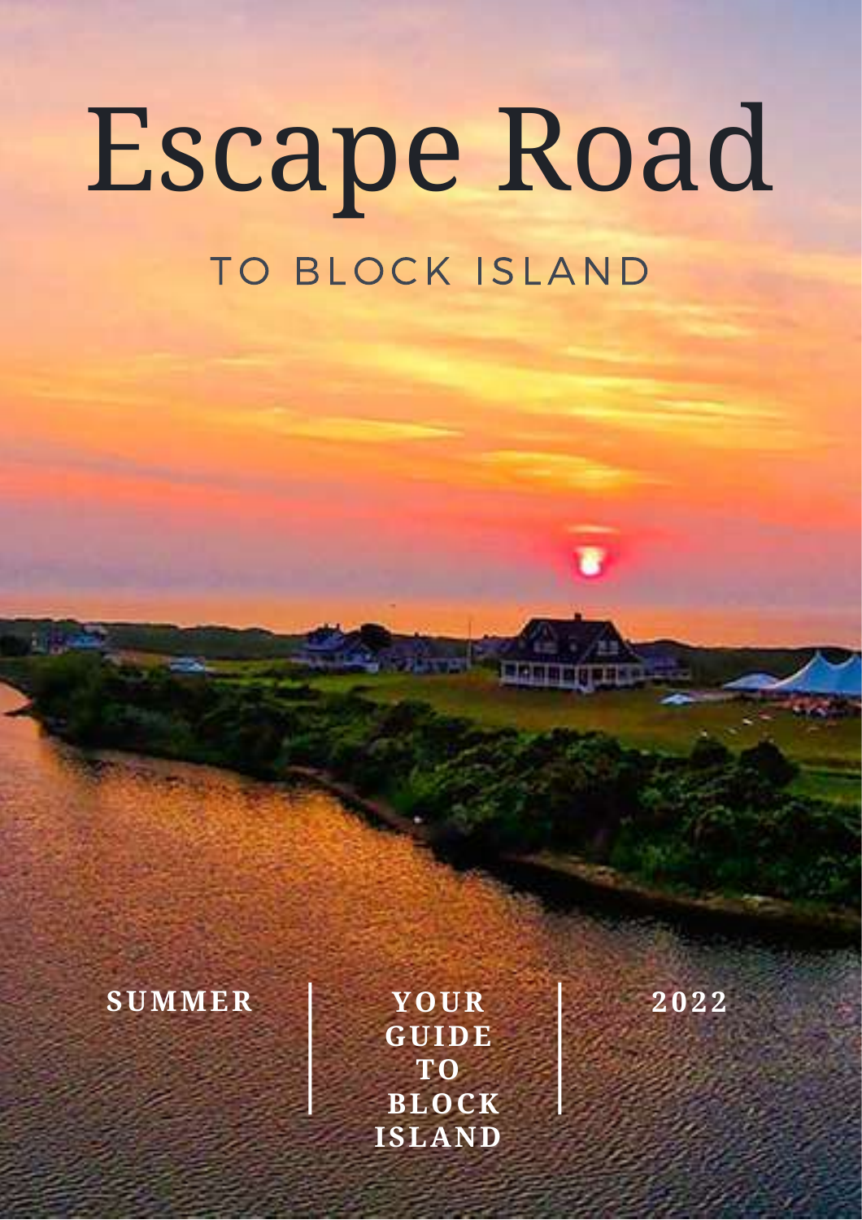# Escape Road

## TO BLOCK ISLAND

**SUMMER** | **YOUR GUIDE TO BLOCK ISLAND** | **2022**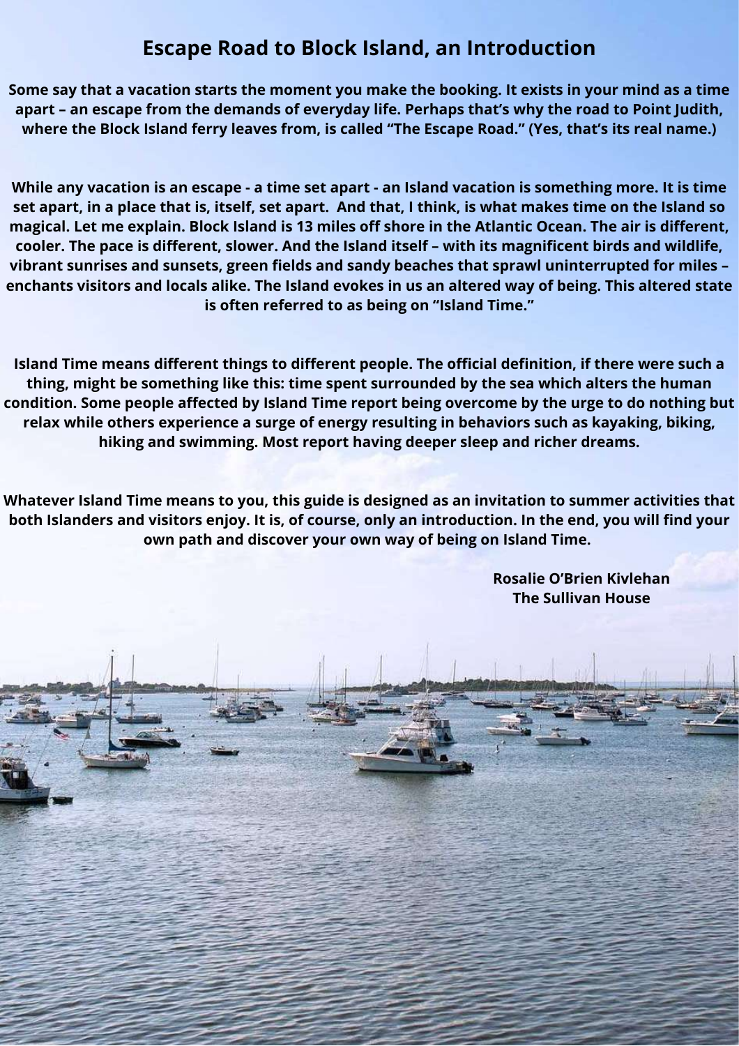# Escape Road to Block Island, an Introduction

**Some say that a vacation starts the moment you make the booking. It exists in your mind as a time apart – an escape from the demands of everyday life. Perhaps that's why the road to Point Judith, where the Block Island ferry leaves from, is called "The Escape Road." (Yes, that's its real name.)**

**While any vacation is an escape - a time set apart - an Island vacation is something more. It is time set apart, in a place that is, itself, set apart. And that, I think, is what makes time on the Island so magical. Let me explain. Block Island is 13 miles off shore in the Atlantic Ocean. The air is different, cooler. The pace is different, slower. And the Island itself – with its magnificent birds and wildlife, vibrant sunrises and sunsets, green fields and sandy beaches that sprawl uninterrupted for miles – enchants visitors and locals alike. The Island evokes in us an altered way of being. This altered state is often referred to as being on "Island Time."**

**Island Time means different things to different people. The official definition, if there were such a thing, might be something like this: time spent surrounded by the sea which alters the human condition. Some people affected by Island Time report being overcome by the urge to do nothing but relax while others experience a surge of energy resulting in behaviors such as kayaking, biking, hiking and swimming. Most report having deeper sleep and richer dreams.**

**Whatever Island Time means to you, this guide is designed as an invitation to summer activities that both Islanders and visitors enjoy. It is, of course, only an introduction. In the end, you will find your own path and discover your own way of being on Island Time.**

**Rosalie O'Brien Kivlehan**
**The Sullivan House**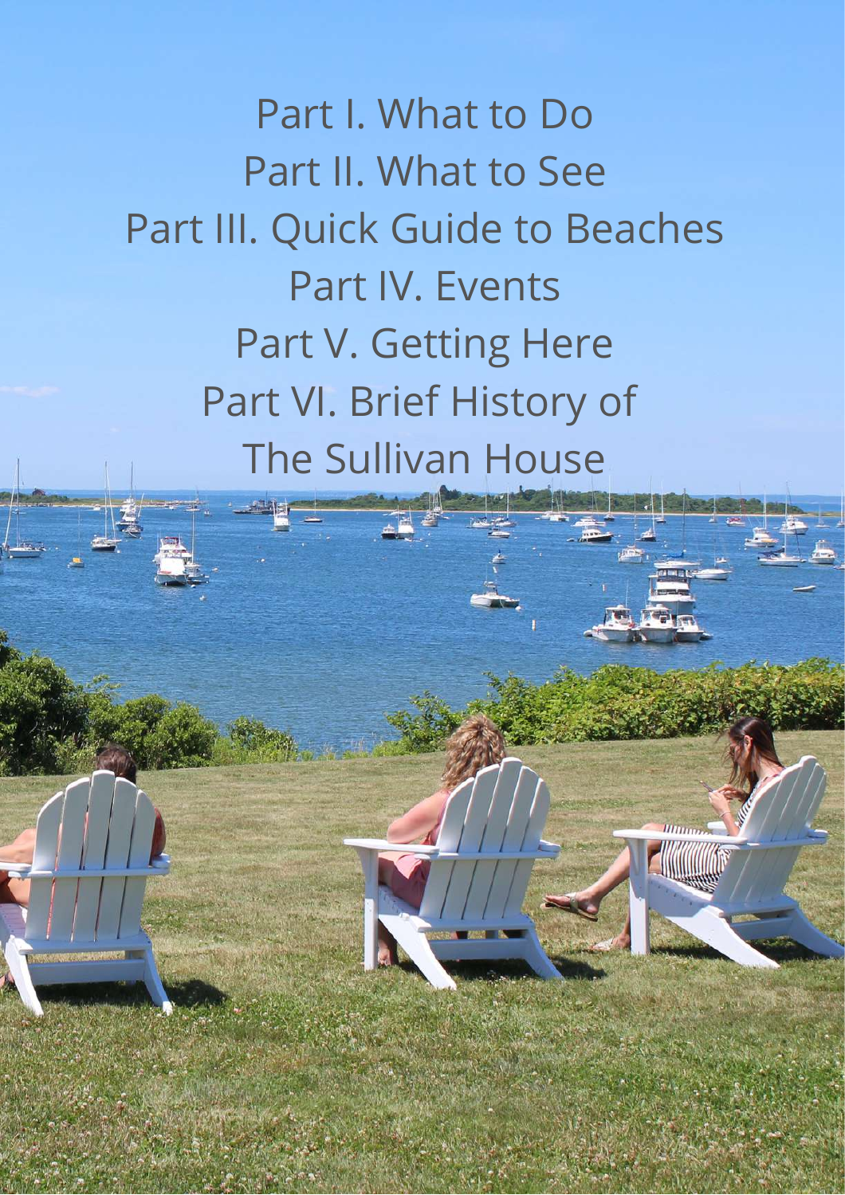Part I. What to Do

Part II. What to See

Part III. Quick Guide to Beaches

Part IV. Events

Part V. Getting Here

Part VI. Brief History of The Sullivan House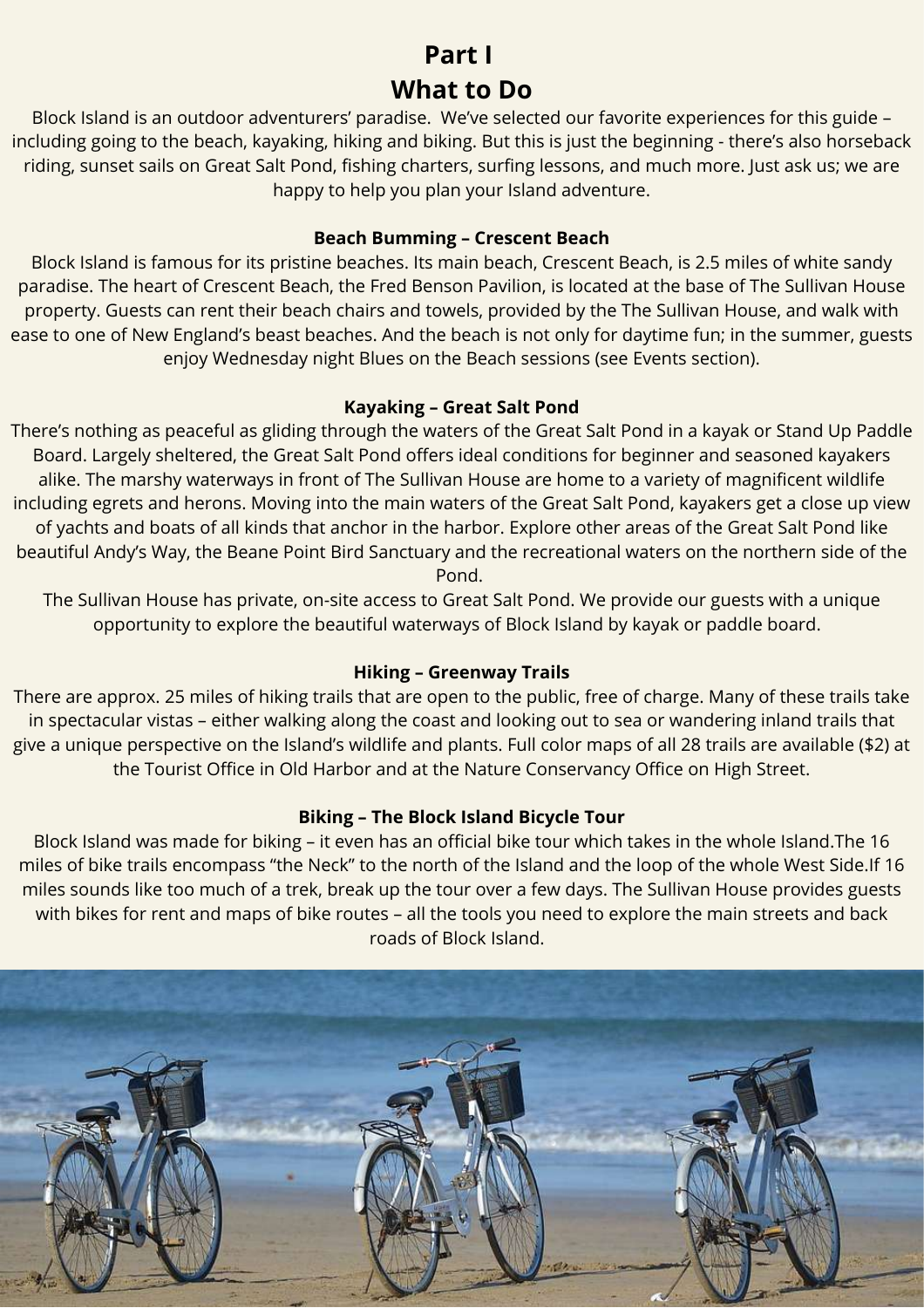# Part I
# What to Do

Block Island is an outdoor adventurers' paradise. We've selected our favorite experiences for this guide – including going to the beach, kayaking, hiking and biking. But this is just the beginning - there's also horseback riding, sunset sails on Great Salt Pond, fishing charters, surfing lessons, and much more. Just ask us; we are happy to help you plan your Island adventure.

### Beach Bumming – Crescent Beach

Block Island is famous for its pristine beaches. Its main beach, Crescent Beach, is 2.5 miles of white sandy paradise. The heart of Crescent Beach, the Fred Benson Pavilion, is located at the base of The Sullivan House property. Guests can rent their beach chairs and towels, provided by the The Sullivan House, and walk with ease to one of New England's beast beaches. And the beach is not only for daytime fun; in the summer, guests enjoy Wednesday night Blues on the Beach sessions (see Events section).

### Kayaking – Great Salt Pond

There's nothing as peaceful as gliding through the waters of the Great Salt Pond in a kayak or Stand Up Paddle Board. Largely sheltered, the Great Salt Pond offers ideal conditions for beginner and seasoned kayakers alike. The marshy waterways in front of The Sullivan House are home to a variety of magnificent wildlife including egrets and herons. Moving into the main waters of the Great Salt Pond, kayakers get a close up view of yachts and boats of all kinds that anchor in the harbor. Explore other areas of the Great Salt Pond like beautiful Andy's Way, the Beane Point Bird Sanctuary and the recreational waters on the northern side of the Pond.

The Sullivan House has private, on-site access to Great Salt Pond. We provide our guests with a unique opportunity to explore the beautiful waterways of Block Island by kayak or paddle board.

### Hiking – Greenway Trails

There are approx. 25 miles of hiking trails that are open to the public, free of charge. Many of these trails take in spectacular vistas – either walking along the coast and looking out to sea or wandering inland trails that give a unique perspective on the Island's wildlife and plants. Full color maps of all 28 trails are available ($2) at the Tourist Office in Old Harbor and at the Nature Conservancy Office on High Street.

### Biking – The Block Island Bicycle Tour

Block Island was made for biking – it even has an official bike tour which takes in the whole Island.The 16 miles of bike trails encompass "the Neck" to the north of the Island and the loop of the whole West Side.If 16 miles sounds like too much of a trek, break up the tour over a few days. The Sullivan House provides guests with bikes for rent and maps of bike routes – all the tools you need to explore the main streets and back roads of Block Island.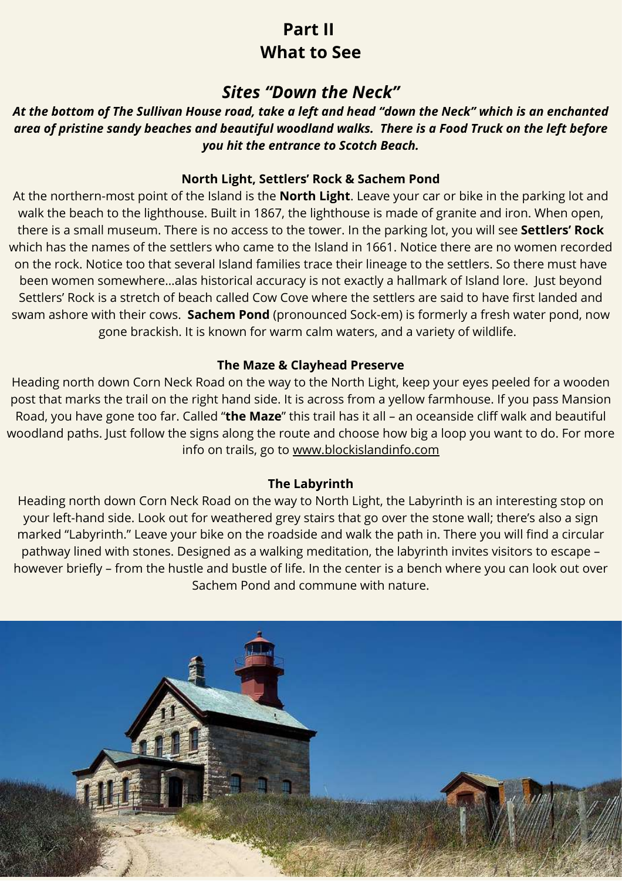# Part II
# What to See

## *Sites "Down the Neck"*

***At the bottom of The Sullivan House road, take a left and head "down the Neck" which is an enchanted area of pristine sandy beaches and beautiful woodland walks. There is a Food Truck on the left before you hit the entrance to Scotch Beach.***

### North Light, Settlers' Rock & Sachem Pond

At the northern-most point of the Island is the **North Light**. Leave your car or bike in the parking lot and walk the beach to the lighthouse. Built in 1867, the lighthouse is made of granite and iron. When open, there is a small museum. There is no access to the tower. In the parking lot, you will see **Settlers' Rock** which has the names of the settlers who came to the Island in 1661. Notice there are no women recorded on the rock. Notice too that several Island families trace their lineage to the settlers. So there must have been women somewhere...alas historical accuracy is not exactly a hallmark of Island lore. Just beyond Settlers' Rock is a stretch of beach called Cow Cove where the settlers are said to have first landed and swam ashore with their cows. **Sachem Pond** (pronounced Sock-em) is formerly a fresh water pond, now gone brackish. It is known for warm calm waters, and a variety of wildlife.

### The Maze & Clayhead Preserve

Heading north down Corn Neck Road on the way to the North Light, keep your eyes peeled for a wooden post that marks the trail on the right hand side. It is across from a yellow farmhouse. If you pass Mansion Road, you have gone too far. Called "**the Maze**" this trail has it all – an oceanside cliff walk and beautiful woodland paths. Just follow the signs along the route and choose how big a loop you want to do. For more info on trails, go to www.blockislandinfo.com

### The Labyrinth

Heading north down Corn Neck Road on the way to North Light, the Labyrinth is an interesting stop on your left-hand side. Look out for weathered grey stairs that go over the stone wall; there's also a sign marked "Labyrinth." Leave your bike on the roadside and walk the path in. There you will find a circular pathway lined with stones. Designed as a walking meditation, the labyrinth invites visitors to escape – however briefly – from the hustle and bustle of life. In the center is a bench where you can look out over Sachem Pond and commune with nature.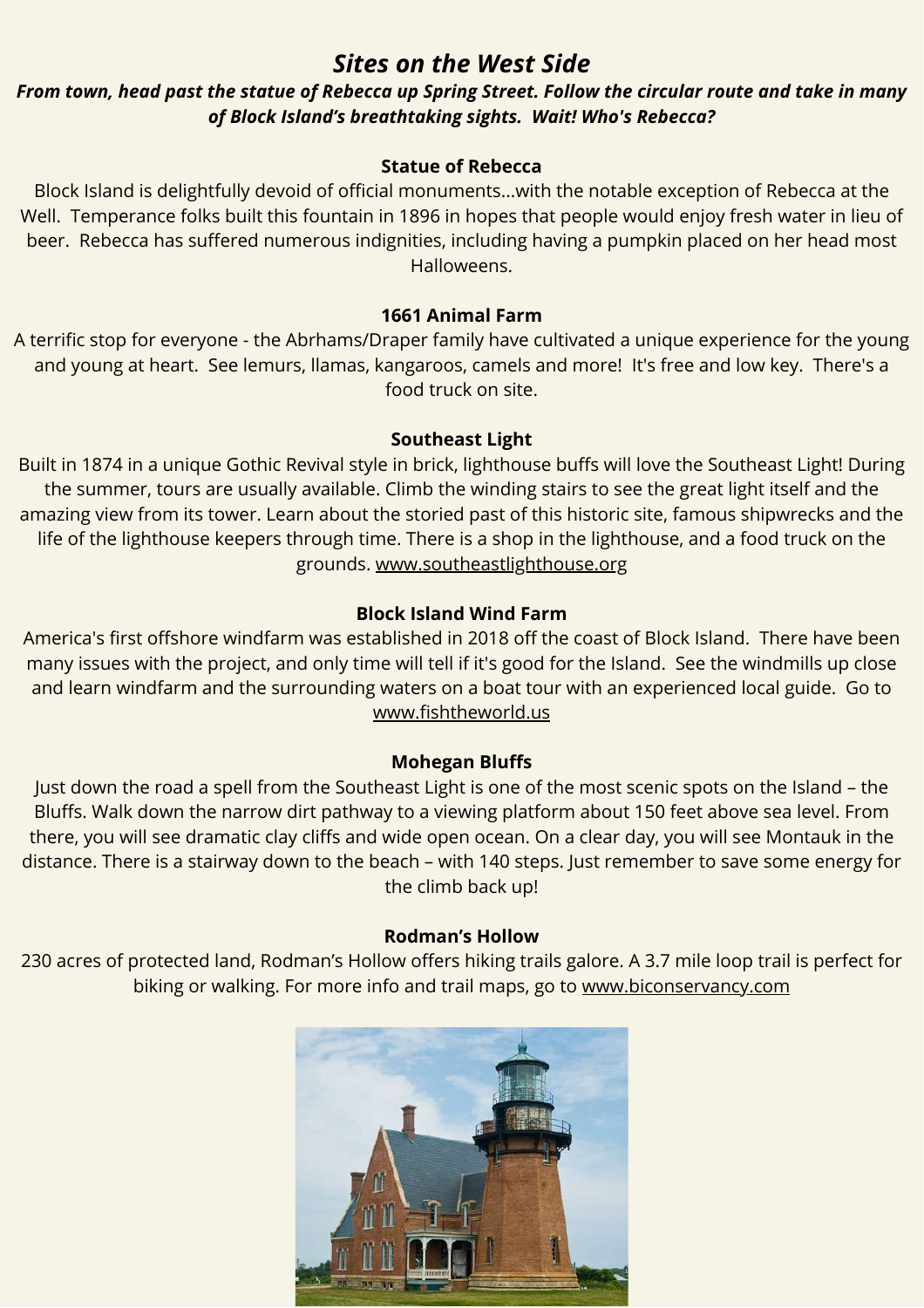# *Sites on the West Side*

***From town, head past the statue of Rebecca up Spring Street. Follow the circular route and take in many of Block Island's breathtaking sights. Wait! Who's Rebecca?***

### Statue of Rebecca

Block Island is delightfully devoid of official monuments...with the notable exception of Rebecca at the Well. Temperance folks built this fountain in 1896 in hopes that people would enjoy fresh water in lieu of beer. Rebecca has suffered numerous indignities, including having a pumpkin placed on her head most Halloweens.

### 1661 Animal Farm

A terrific stop for everyone - the Abrhams/Draper family have cultivated a unique experience for the young and young at heart. See lemurs, llamas, kangaroos, camels and more! It's free and low key. There's a food truck on site.

### Southeast Light

Built in 1874 in a unique Gothic Revival style in brick, lighthouse buffs will love the Southeast Light! During the summer, tours are usually available. Climb the winding stairs to see the great light itself and the amazing view from its tower. Learn about the storied past of this historic site, famous shipwrecks and the life of the lighthouse keepers through time. There is a shop in the lighthouse, and a food truck on the grounds. www.southeastlighthouse.org

### Block Island Wind Farm

America's first offshore windfarm was established in 2018 off the coast of Block Island. There have been many issues with the project, and only time will tell if it's good for the Island. See the windmills up close and learn windfarm and the surrounding waters on a boat tour with an experienced local guide. Go to www.fishtheworld.us

### Mohegan Bluffs

Just down the road a spell from the Southeast Light is one of the most scenic spots on the Island – the Bluffs. Walk down the narrow dirt pathway to a viewing platform about 150 feet above sea level. From there, you will see dramatic clay cliffs and wide open ocean. On a clear day, you will see Montauk in the distance. There is a stairway down to the beach – with 140 steps. Just remember to save some energy for the climb back up!

### Rodman's Hollow

230 acres of protected land, Rodman's Hollow offers hiking trails galore. A 3.7 mile loop trail is perfect for biking or walking. For more info and trail maps, go to www.biconservancy.com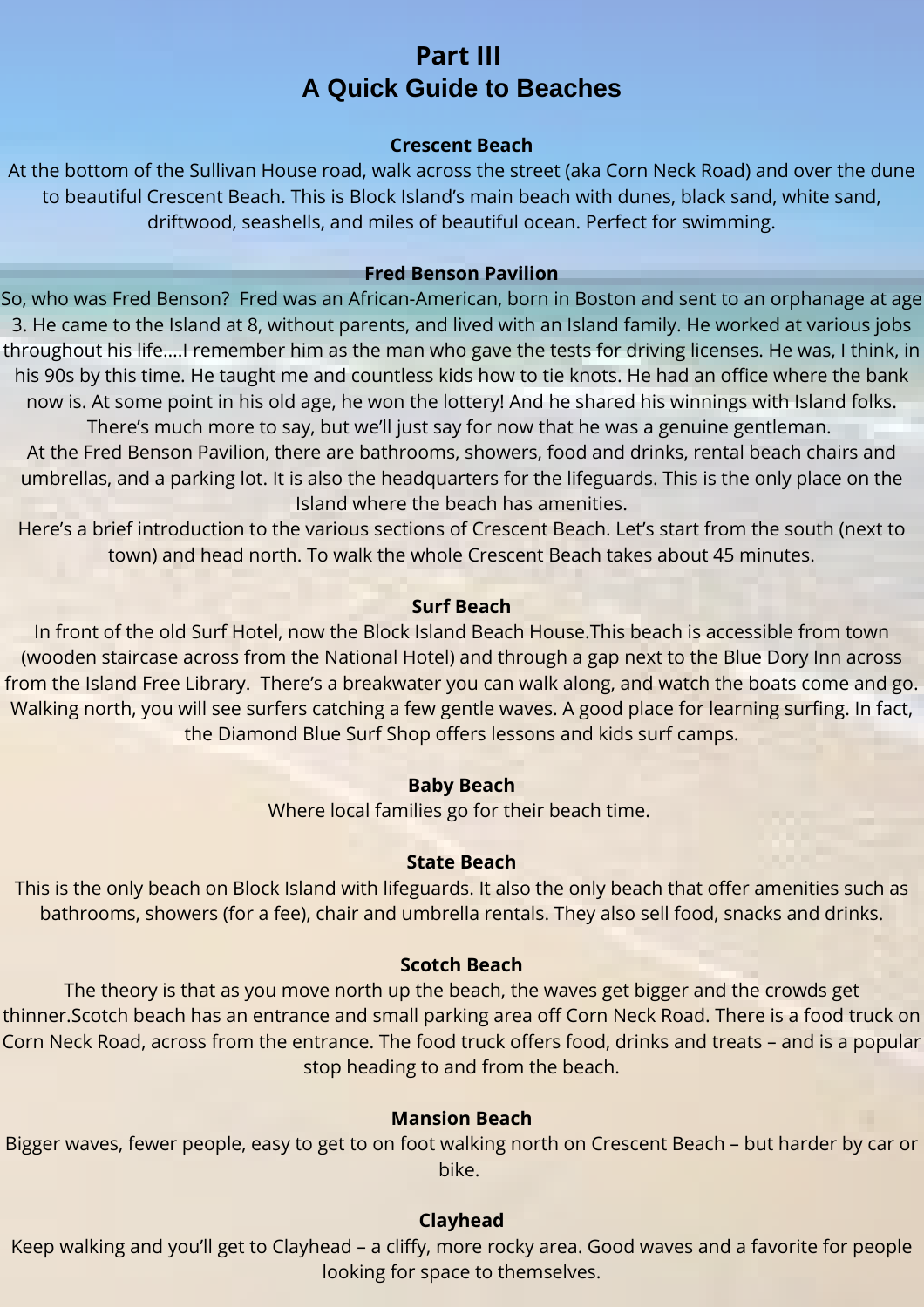# Part III
# A Quick Guide to Beaches

### Crescent Beach

At the bottom of the Sullivan House road, walk across the street (aka Corn Neck Road) and over the dune to beautiful Crescent Beach. This is Block Island's main beach with dunes, black sand, white sand, driftwood, seashells, and miles of beautiful ocean. Perfect for swimming.

### Fred Benson Pavilion

So, who was Fred Benson? Fred was an African-American, born in Boston and sent to an orphanage at age 3. He came to the Island at 8, without parents, and lived with an Island family. He worked at various jobs throughout his life....I remember him as the man who gave the tests for driving licenses. He was, I think, in his 90s by this time. He taught me and countless kids how to tie knots. He had an office where the bank now is. At some point in his old age, he won the lottery! And he shared his winnings with Island folks. There's much more to say, but we'll just say for now that he was a genuine gentleman.

At the Fred Benson Pavilion, there are bathrooms, showers, food and drinks, rental beach chairs and umbrellas, and a parking lot. It is also the headquarters for the lifeguards. This is the only place on the Island where the beach has amenities.

Here's a brief introduction to the various sections of Crescent Beach. Let's start from the south (next to town) and head north. To walk the whole Crescent Beach takes about 45 minutes.

### Surf Beach

In front of the old Surf Hotel, now the Block Island Beach House.This beach is accessible from town (wooden staircase across from the National Hotel) and through a gap next to the Blue Dory Inn across from the Island Free Library. There's a breakwater you can walk along, and watch the boats come and go. Walking north, you will see surfers catching a few gentle waves. A good place for learning surfing. In fact, the Diamond Blue Surf Shop offers lessons and kids surf camps.

### Baby Beach

Where local families go for their beach time.

### State Beach

This is the only beach on Block Island with lifeguards. It also the only beach that offer amenities such as bathrooms, showers (for a fee), chair and umbrella rentals. They also sell food, snacks and drinks.

### Scotch Beach

The theory is that as you move north up the beach, the waves get bigger and the crowds get thinner.Scotch beach has an entrance and small parking area off Corn Neck Road. There is a food truck on Corn Neck Road, across from the entrance. The food truck offers food, drinks and treats – and is a popular stop heading to and from the beach.

### Mansion Beach

Bigger waves, fewer people, easy to get to on foot walking north on Crescent Beach – but harder by car or bike.

### Clayhead

Keep walking and you'll get to Clayhead – a cliffy, more rocky area. Good waves and a favorite for people looking for space to themselves.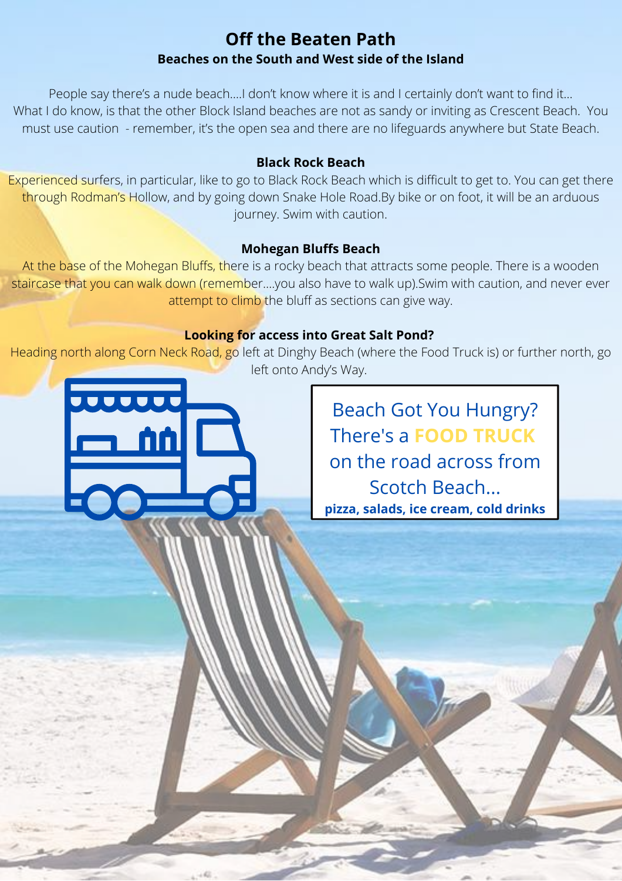# Off the Beaten Path

**Beaches on the South and West side of the Island**

People say there's a nude beach....I don't know where it is and I certainly don't want to find it... What I do know, is that the other Block Island beaches are not as sandy or inviting as Crescent Beach. You must use caution - remember, it's the open sea and there are no lifeguards anywhere but State Beach.

### Black Rock Beach

Experienced surfers, in particular, like to go to Black Rock Beach which is difficult to get to. You can get there through Rodman's Hollow, and by going down Snake Hole Road.By bike or on foot, it will be an arduous journey. Swim with caution.

### Mohegan Bluffs Beach

At the base of the Mohegan Bluffs, there is a rocky beach that attracts some people. There is a wooden staircase that you can walk down (remember....you also have to walk up).Swim with caution, and never ever attempt to climb the bluff as sections can give way.

### Looking for access into Great Salt Pond?

Heading north along Corn Neck Road, go left at Dinghy Beach (where the Food Truck is) or further north, go left onto Andy's Way.

Beach Got You Hungry? There's a **FOOD TRUCK** on the road across from Scotch Beach...

**pizza, salads, ice cream, cold drinks**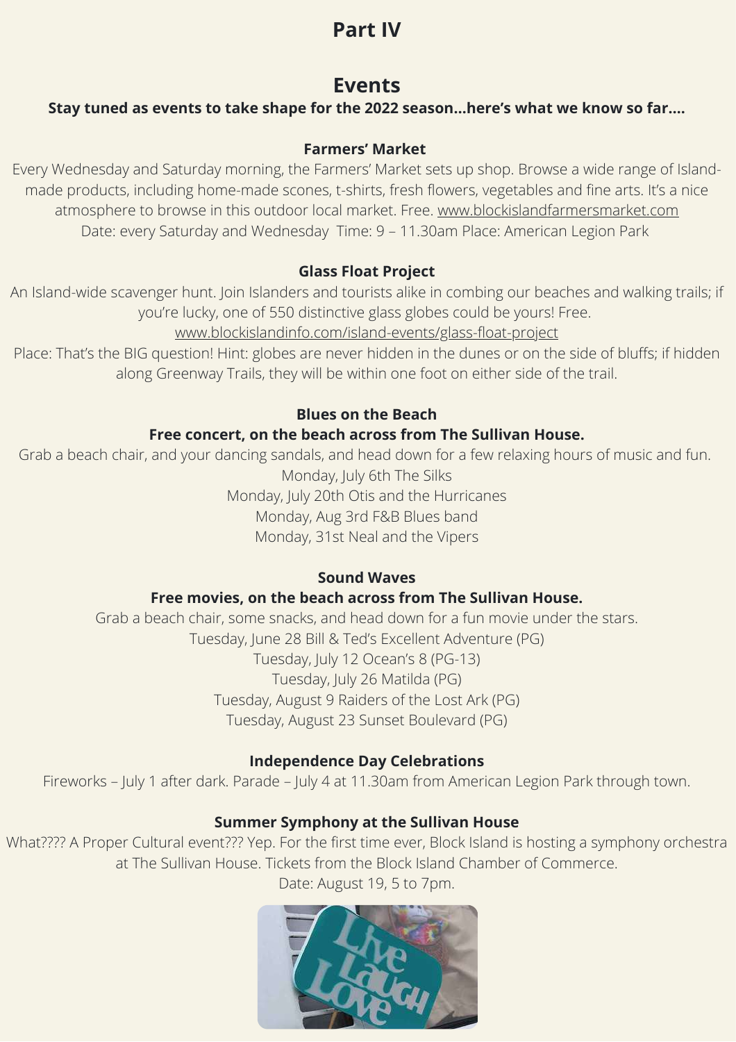# Part IV

## Events

**Stay tuned as events to take shape for the 2022 season...here's what we know so far....**

**Farmers' Market**

Every Wednesday and Saturday morning, the Farmers' Market sets up shop. Browse a wide range of Island-made products, including home-made scones, t-shirts, fresh flowers, vegetables and fine arts. It's a nice atmosphere to browse in this outdoor local market. Free. www.blockislandfarmersmarket.com
Date: every Saturday and Wednesday  Time: 9 – 11.30am Place: American Legion Park

**Glass Float Project**

An Island-wide scavenger hunt. Join Islanders and tourists alike in combing our beaches and walking trails; if you're lucky, one of 550 distinctive glass globes could be yours! Free.
www.blockislandinfo.com/island-events/glass-float-project
Place: That's the BIG question! Hint: globes are never hidden in the dunes or on the side of bluffs; if hidden along Greenway Trails, they will be within one foot on either side of the trail.

**Blues on the Beach**

**Free concert, on the beach across from The Sullivan House.**

Grab a beach chair, and your dancing sandals, and head down for a few relaxing hours of music and fun.
Monday, July 6th The Silks
Monday, July 20th Otis and the Hurricanes
Monday, Aug 3rd F&B Blues band
Monday, 31st Neal and the Vipers

**Sound Waves**

**Free movies, on the beach across from The Sullivan House.**

Grab a beach chair, some snacks, and head down for a fun movie under the stars.
Tuesday, June 28 Bill & Ted's Excellent Adventure (PG)
Tuesday, July 12 Ocean's 8 (PG-13)
Tuesday, July 26 Matilda (PG)
Tuesday, August 9 Raiders of the Lost Ark (PG)
Tuesday, August 23 Sunset Boulevard (PG)

**Independence Day Celebrations**

Fireworks – July 1 after dark. Parade – July 4 at 11.30am from American Legion Park through town.

**Summer Symphony at the Sullivan House**

What???? A Proper Cultural event??? Yep. For the first time ever, Block Island is hosting a symphony orchestra at The Sullivan House. Tickets from the Block Island Chamber of Commerce.
Date: August 19, 5 to 7pm.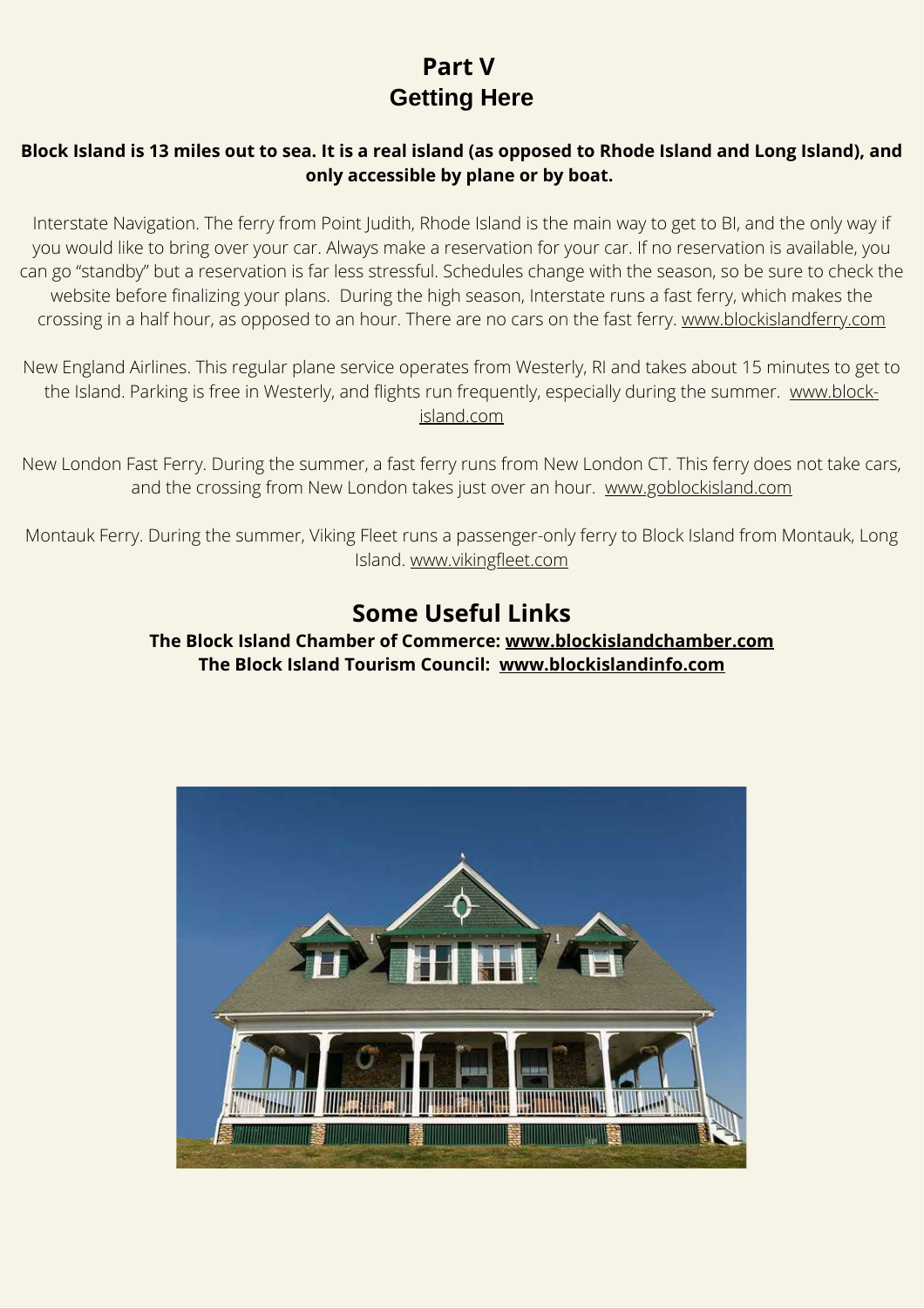# Part V
## Getting Here

**Block Island is 13 miles out to sea. It is a real island (as opposed to Rhode Island and Long Island), and only accessible by plane or by boat.**

Interstate Navigation. The ferry from Point Judith, Rhode Island is the main way to get to BI, and the only way if you would like to bring over your car. Always make a reservation for your car. If no reservation is available, you can go "standby" but a reservation is far less stressful. Schedules change with the season, so be sure to check the website before finalizing your plans. During the high season, Interstate runs a fast ferry, which makes the crossing in a half hour, as opposed to an hour. There are no cars on the fast ferry. www.blockislandferry.com

New England Airlines. This regular plane service operates from Westerly, RI and takes about 15 minutes to get to the Island. Parking is free in Westerly, and flights run frequently, especially during the summer. www.block-island.com

New London Fast Ferry. During the summer, a fast ferry runs from New London CT. This ferry does not take cars, and the crossing from New London takes just over an hour. www.goblockisland.com

Montauk Ferry. During the summer, Viking Fleet runs a passenger-only ferry to Block Island from Montauk, Long Island. www.vikingfleet.com

## Some Useful Links

**The Block Island Chamber of Commerce: www.blockislandchamber.com**
**The Block Island Tourism Council: www.blockislandinfo.com**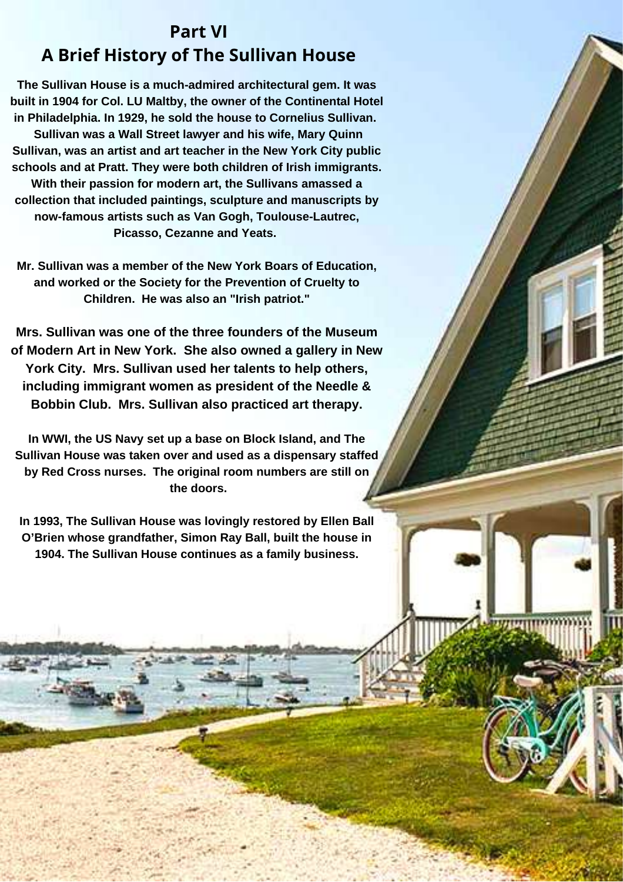# Part VI
# A Brief History of The Sullivan House

**The Sullivan House is a much-admired architectural gem. It was built in 1904 for Col. LU Maltby, the owner of the Continental Hotel in Philadelphia. In 1929, he sold the house to Cornelius Sullivan. Sullivan was a Wall Street lawyer and his wife, Mary Quinn Sullivan, was an artist and art teacher in the New York City public schools and at Pratt. They were both children of Irish immigrants. With their passion for modern art, the Sullivans amassed a collection that included paintings, sculpture and manuscripts by now-famous artists such as Van Gogh, Toulouse-Lautrec, Picasso, Cezanne and Yeats.**

**Mr. Sullivan was a member of the New York Boars of Education, and worked or the Society for the Prevention of Cruelty to Children. He was also an "Irish patriot."**

**Mrs. Sullivan was one of the three founders of the Museum of Modern Art in New York. She also owned a gallery in New York City. Mrs. Sullivan used her talents to help others, including immigrant women as president of the Needle & Bobbin Club. Mrs. Sullivan also practiced art therapy.**

**In WWI, the US Navy set up a base on Block Island, and The Sullivan House was taken over and used as a dispensary staffed by Red Cross nurses. The original room numbers are still on the doors.**

**In 1993, The Sullivan House was lovingly restored by Ellen Ball O'Brien whose grandfather, Simon Ray Ball, built the house in 1904. The Sullivan House continues as a family business.**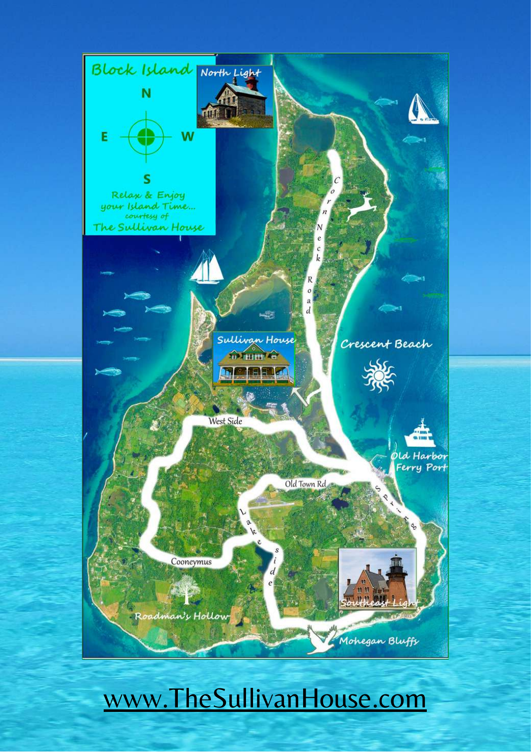Block Island

N

E W

S

Relax & Enjoy your Island Time... courtesy of The Sullivan House

North Light

Corn Neck Road

Sullivan House

Crescent Beach

West Side

Old Harbor Ferry Port

Old Town Rd

Spring

Lakeside

Cooneymus

Roadman's Hollow

Southeast Light

Mohegan Bluffs

www.TheSullivanHouse.com